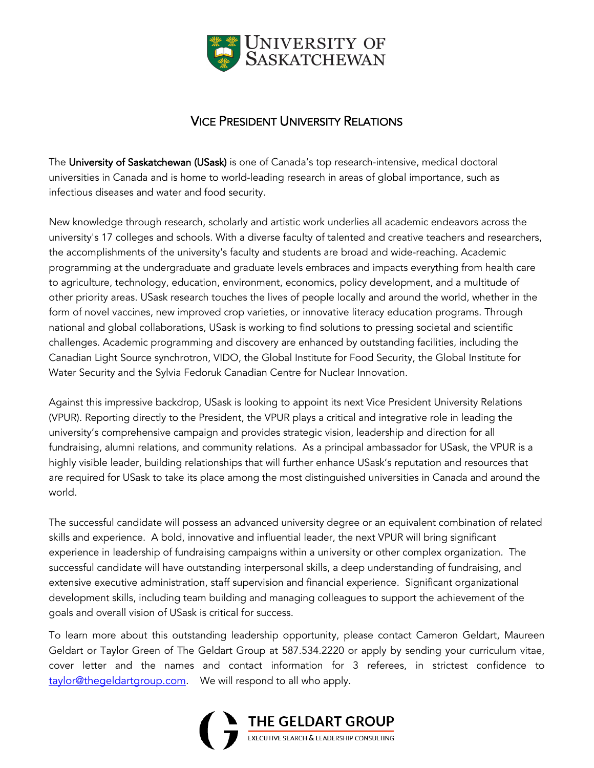University of Saskatchewan

# Vice President University Relations

The **University of Saskatchewan (USask)** is one of Canada's top research-intensive, medical doctoral universities in Canada and is home to world-leading research in areas of global importance, such as infectious diseases and water and food security.

New knowledge through research, scholarly and artistic work underlies all academic endeavors across the university's 17 colleges and schools. With a diverse faculty of talented and creative teachers and researchers, the accomplishments of the university's faculty and students are broad and wide-reaching. Academic programming at the undergraduate and graduate levels embraces and impacts everything from health care to agriculture, technology, education, environment, economics, policy development, and a multitude of other priority areas. USask research touches the lives of people locally and around the world, whether in the form of novel vaccines, new improved crop varieties, or innovative literacy education programs. Through national and global collaborations, USask is working to find solutions to pressing societal and scientific challenges. Academic programming and discovery are enhanced by outstanding facilities, including the Canadian Light Source synchrotron, VIDO, the Global Institute for Food Security, the Global Institute for Water Security and the Sylvia Fedoruk Canadian Centre for Nuclear Innovation.

Against this impressive backdrop, USask is looking to appoint its next Vice President University Relations (VPUR). Reporting directly to the President, the VPUR plays a critical and integrative role in leading the university's comprehensive campaign and provides strategic vision, leadership and direction for all fundraising, alumni relations, and community relations. As a principal ambassador for USask, the VPUR is a highly visible leader, building relationships that will further enhance USask's reputation and resources that are required for USask to take its place among the most distinguished universities in Canada and around the world.

The successful candidate will possess an advanced university degree or an equivalent combination of related skills and experience. A bold, innovative and influential leader, the next VPUR will bring significant experience in leadership of fundraising campaigns within a university or other complex organization. The successful candidate will have outstanding interpersonal skills, a deep understanding of fundraising, and extensive executive administration, staff supervision and financial experience. Significant organizational development skills, including team building and managing colleagues to support the achievement of the goals and overall vision of USask is critical for success.

To learn more about this outstanding leadership opportunity, please contact Cameron Geldart, Maureen Geldart or Taylor Green of The Geldart Group at 587.534.2220 or apply by sending your curriculum vitae, cover letter and the names and contact information for 3 referees, in strictest confidence to taylor@thegeldartgroup.com. We will respond to all who apply.

THE GELDART GROUP
EXECUTIVE SEARCH & LEADERSHIP CONSULTING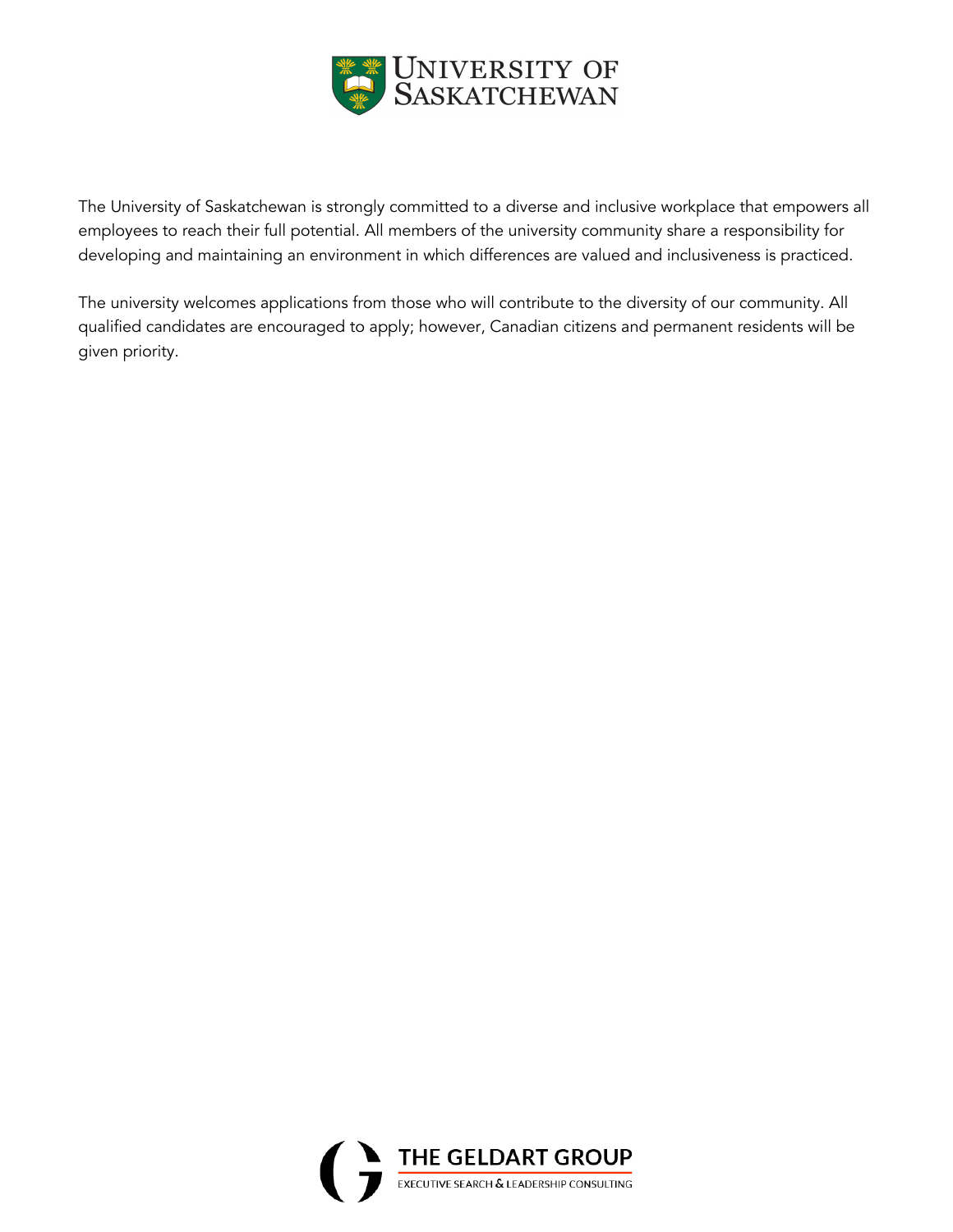The University of Saskatchewan is strongly committed to a diverse and inclusive workplace that empowers all employees to reach their full potential. All members of the university community share a responsibility for developing and maintaining an environment in which differences are valued and inclusiveness is practiced.

The university welcomes applications from those who will contribute to the diversity of our community. All qualified candidates are encouraged to apply; however, Canadian citizens and permanent residents will be given priority.